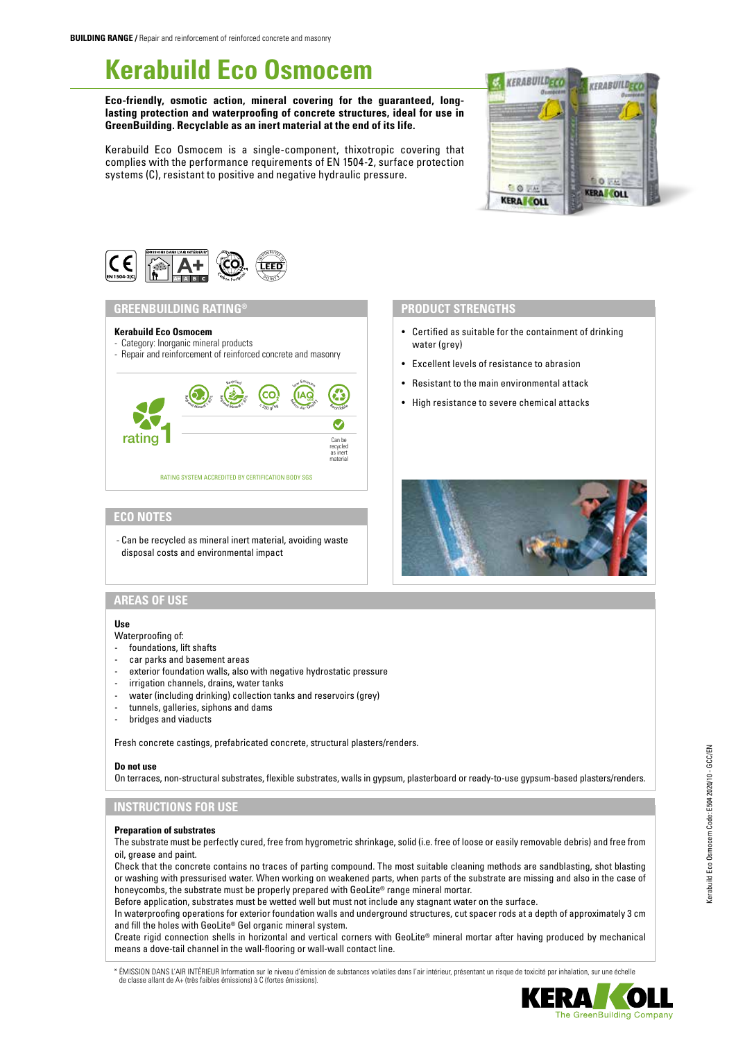**BUILDING RANGE** / Repair and reinforcement of reinforced concrete and masonry

# Kerabuild Eco Osmocem

**Eco-friendly, osmotic action, mineral covering for the guaranteed, long-lasting protection and waterproofing of concrete structures, ideal for use in GreenBuilding. Recyclable as an inert material at the end of its life.**

Kerabuild Eco Osmocem is a single-component, thixotropic covering that complies with the performance requirements of EN 1504-2, surface protection systems (C), resistant to positive and negative hydraulic pressure.

## GREENBUILDING RATING®

**Kerabuild Eco Osmocem**
- Category: Inorganic mineral products
- Repair and reinforcement of reinforced concrete and masonry

rating 1

Can be recycled as inert material

RATING SYSTEM ACCREDITED BY CERTIFICATION BODY SGS

## ECO NOTES

- Can be recycled as mineral inert material, avoiding waste disposal costs and environmental impact

## PRODUCT STRENGTHS

- Certified as suitable for the containment of drinking water (grey)
- Excellent levels of resistance to abrasion
- Resistant to the main environmental attack
- High resistance to severe chemical attacks

## AREAS OF USE

**Use**

Waterproofing of:
- foundations, lift shafts
- car parks and basement areas
- exterior foundation walls, also with negative hydrostatic pressure
- irrigation channels, drains, water tanks
- water (including drinking) collection tanks and reservoirs (grey)
- tunnels, galleries, siphons and dams
- bridges and viaducts

Fresh concrete castings, prefabricated concrete, structural plasters/renders.

**Do not use**

On terraces, non-structural substrates, flexible substrates, walls in gypsum, plasterboard or ready-to-use gypsum-based plasters/renders.

## INSTRUCTIONS FOR USE

**Preparation of substrates**

The substrate must be perfectly cured, free from hygrometric shrinkage, solid (i.e. free of loose or easily removable debris) and free from oil, grease and paint.

Check that the concrete contains no traces of parting compound. The most suitable cleaning methods are sandblasting, shot blasting or washing with pressurised water. When working on weakened parts, when parts of the substrate are missing and also in the case of honeycombs, the substrate must be properly prepared with GeoLite® range mineral mortar.

Before application, substrates must be wetted well but must not include any stagnant water on the surface.

In waterproofing operations for exterior foundation walls and underground structures, cut spacer rods at a depth of approximately 3 cm and fill the holes with GeoLite® Gel organic mineral system.

Create rigid connection shells in horizontal and vertical corners with GeoLite® mineral mortar after having produced by mechanical means a dove-tail channel in the wall-flooring or wall-wall contact line.

\* ÉMISSION DANS L'AIR INTÉRIEUR Information sur le niveau d'émission de substances volatiles dans l'air intérieur, présentant un risque de toxicité par inhalation, sur une échelle de classe allant de A+ (très faibles émissions) à C (fortes émissions).

Kerabuild Eco Osmocem Code: E504 2020/10 - GCC/EN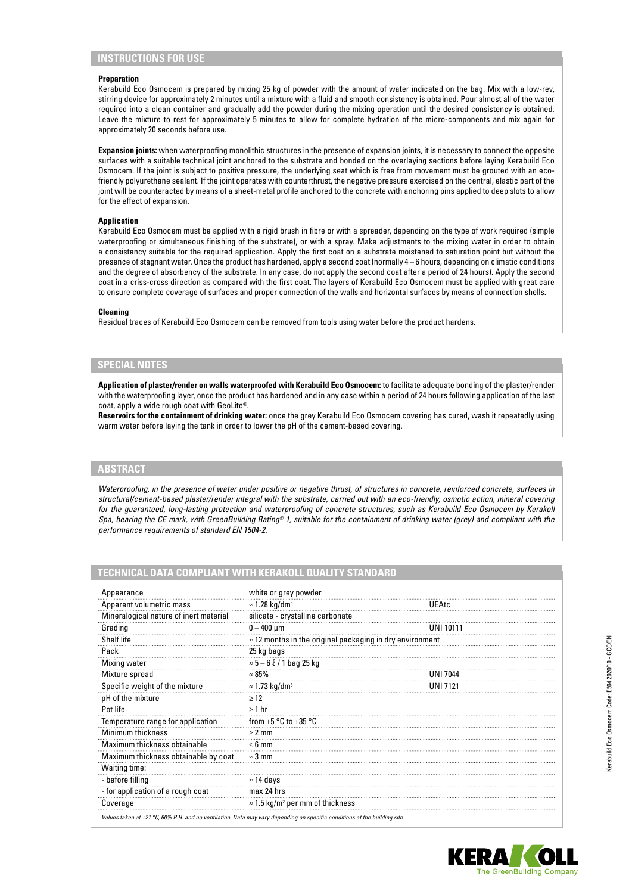## INSTRUCTIONS FOR USE

**Preparation**

Kerabuild Eco Osmocem is prepared by mixing 25 kg of powder with the amount of water indicated on the bag. Mix with a low-rev, stirring device for approximately 2 minutes until a mixture with a fluid and smooth consistency is obtained. Pour almost all of the water required into a clean container and gradually add the powder during the mixing operation until the desired consistency is obtained. Leave the mixture to rest for approximately 5 minutes to allow for complete hydration of the micro-components and mix again for approximately 20 seconds before use.

**Expansion joints:** when waterproofing monolithic structures in the presence of expansion joints, it is necessary to connect the opposite surfaces with a suitable technical joint anchored to the substrate and bonded on the overlaying sections before laying Kerabuild Eco Osmocem. If the joint is subject to positive pressure, the underlying seat which is free from movement must be grouted with an eco-friendly polyurethane sealant. If the joint operates with counterthrust, the negative pressure exercised on the central, elastic part of the joint will be counteracted by means of a sheet-metal profile anchored to the concrete with anchoring pins applied to deep slots to allow for the effect of expansion.

**Application**

Kerabuild Eco Osmocem must be applied with a rigid brush in fibre or with a spreader, depending on the type of work required (simple waterproofing or simultaneous finishing of the substrate), or with a spray. Make adjustments to the mixing water in order to obtain a consistency suitable for the required application. Apply the first coat on a substrate moistened to saturation point but without the presence of stagnant water. Once the product has hardened, apply a second coat (normally 4 – 6 hours, depending on climatic conditions and the degree of absorbency of the substrate. In any case, do not apply the second coat after a period of 24 hours). Apply the second coat in a criss-cross direction as compared with the first coat. The layers of Kerabuild Eco Osmocem must be applied with great care to ensure complete coverage of surfaces and proper connection of the walls and horizontal surfaces by means of connection shells.

**Cleaning**

Residual traces of Kerabuild Eco Osmocem can be removed from tools using water before the product hardens.

## SPECIAL NOTES

**Application of plaster/render on walls waterproofed with Kerabuild Eco Osmocem:** to facilitate adequate bonding of the plaster/render with the waterproofing layer, once the product has hardened and in any case within a period of 24 hours following application of the last coat, apply a wide rough coat with GeoLite®.
**Reservoirs for the containment of drinking water:** once the grey Kerabuild Eco Osmocem covering has cured, wash it repeatedly using warm water before laying the tank in order to lower the pH of the cement-based covering.

## ABSTRACT

*Waterproofing, in the presence of water under positive or negative thrust, of structures in concrete, reinforced concrete, surfaces in structural/cement-based plaster/render integral with the substrate, carried out with an eco-friendly, osmotic action, mineral covering for the guaranteed, long-lasting protection and waterproofing of concrete structures, such as Kerabuild Eco Osmocem by Kerakoll Spa, bearing the CE mark, with GreenBuilding Rating® 1, suitable for the containment of drinking water (grey) and compliant with the performance requirements of standard EN 1504-2.*

## TECHNICAL DATA COMPLIANT WITH KERAKOLL QUALITY STANDARD

| | | |
|---|---|---|
| Appearance | white or grey powder | |
| Apparent volumetric mass | ≈ 1.28 kg/dm³ | UEAtc |
| Mineralogical nature of inert material | silicate - crystalline carbonate | |
| Grading | 0 – 400 μm | UNI 10111 |
| Shelf life | ≈ 12 months in the original packaging in dry environment | |
| Pack | 25 kg bags | |
| Mixing water | ≈ 5 – 6 ℓ / 1 bag 25 kg | |
| Mixture spread | ≈ 85% | UNI 7044 |
| Specific weight of the mixture | ≈ 1.73 kg/dm³ | UNI 7121 |
| pH of the mixture | ≥ 12 | |
| Pot life | ≥ 1 hr | |
| Temperature range for application | from +5 °C to +35 °C | |
| Minimum thickness | ≥ 2 mm | |
| Maximum thickness obtainable | ≤ 6 mm | |
| Maximum thickness obtainable by coat | ≈ 3 mm | |
| Waiting time: | | |
| - before filling | ≈ 14 days | |
| - for application of a rough coat | max 24 hrs | |
| Coverage | ≈ 1.5 kg/m² per mm of thickness | |

*Values taken at +21 °C, 60% R.H. and no ventilation. Data may vary depending on specific conditions at the building site.*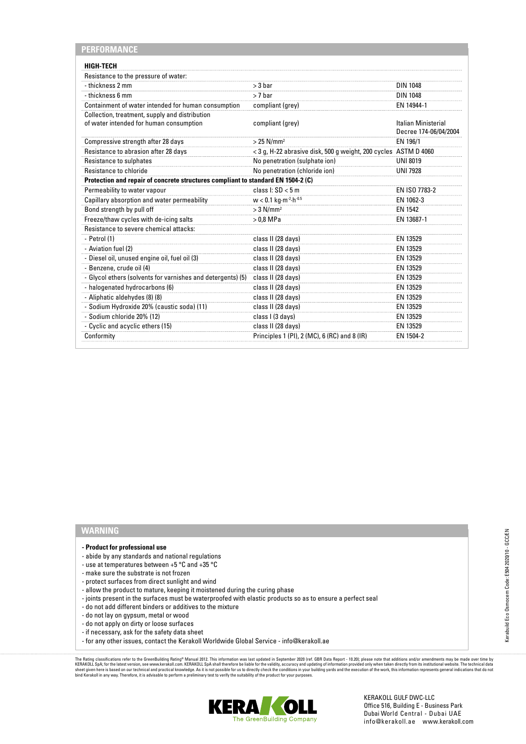## PERFORMANCE

| | | |
|---|---|---|
| **HIGH-TECH** | | |
| Resistance to the pressure of water: | | |
| - thickness 2 mm | > 3 bar | DIN 1048 |
| - thickness 6 mm | > 7 bar | DIN 1048 |
| Containment of water intended for human consumption | compliant (grey) | EN 14944-1 |
| Collection, treatment, supply and distribution of water intended for human consumption | compliant (grey) | Italian Ministerial Decree 174-06/04/2004 |
| Compressive strength after 28 days | > 25 N/mm² | EN 196/1 |
| Resistance to abrasion after 28 days | < 3 g, H-22 abrasive disk, 500 g weight, 200 cycles | ASTM D 4060 |
| Resistance to sulphates | No penetration (sulphate ion) | UNI 8019 |
| Resistance to chloride | No penetration (chloride ion) | UNI 7928 |
| **Protection and repair of concrete structures compliant to standard EN 1504-2 (C)** | | |
| Permeability to water vapour | class I: SD < 5 m | EN ISO 7783-2 |
| Capillary absorption and water permeability | $w < 0.1$ kg·m$^{-2}$·h$^{-0.5}$ | EN 1062-3 |
| Bond strength by pull off | > 3 N/mm² | EN 1542 |
| Freeze/thaw cycles with de-icing salts | > 0,8 MPa | EN 13687-1 |
| Resistance to severe chemical attacks: | | |
| - Petrol (1) | class II (28 days) | EN 13529 |
| - Aviation fuel (2) | class II (28 days) | EN 13529 |
| - Diesel oil, unused engine oil, fuel oil (3) | class II (28 days) | EN 13529 |
| - Benzene, crude oil (4) | class II (28 days) | EN 13529 |
| - Glycol ethers (solvents for varnishes and detergents) (5) | class II (28 days) | EN 13529 |
| - halogenated hydrocarbons (6) | class II (28 days) | EN 13529 |
| - Aliphatic aldehydes (8) (8) | class II (28 days) | EN 13529 |
| - Sodium Hydroxide 20% (caustic soda) (11) | class II (28 days) | EN 13529 |
| - Sodium chloride 20% (12) | class I (3 days) | EN 13529 |
| - Cyclic and acyclic ethers (15) | class II (28 days) | EN 13529 |
| Conformity | Principles 1 (PI), 2 (MC), 6 (RC) and 8 (IR) | EN 1504-2 |

## WARNING

- **Product for professional use**
- abide by any standards and national regulations
- use at temperatures between +5 °C and +35 °C
- make sure the substrate is not frozen
- protect surfaces from direct sunlight and wind
- allow the product to mature, keeping it moistened during the curing phase
- joints present in the surfaces must be waterproofed with elastic products so as to ensure a perfect seal
- do not add different binders or additives to the mixture
- do not lay on gypsum, metal or wood
- do not apply on dirty or loose surfaces
- if necessary, ask for the safety data sheet
- for any other issues, contact the Kerakoll Worldwide Global Service - info@kerakoll.ae

The Rating classifications refer to the GreenBuilding Rating® Manual 2012. This information was last updated in September 2020 (ref. GBR Data Report - 10.20); please note that additions and/or amendments may be made over time by KERAKOLL SpA; for the latest version, see www.kerakoll.com. KERAKOLL SpA shall therefore be liable for the validity, accuracy and updating of information provided only when taken directly from its institutional website. The technical data sheet given here is based on our technical and practical knowledge. As it is not possible for us to directly check the conditions in your building yards and the execution of the work, this information represents general indications that do not bind Kerakoll in any way. Therefore, it is advisable to perform a preliminary test to verify the suitability of the product for your purposes.

Kerabuild Eco Osmocem Code: E504 2020/10 - GCC/EN

KERAKOLL The GreenBuilding Company

KERAKOLL GULF DWC-LLC
Office 516, Building E - Business Park
Dubai World Central - Dubai UAE
info@kerakoll.ae www.kerakoll.com